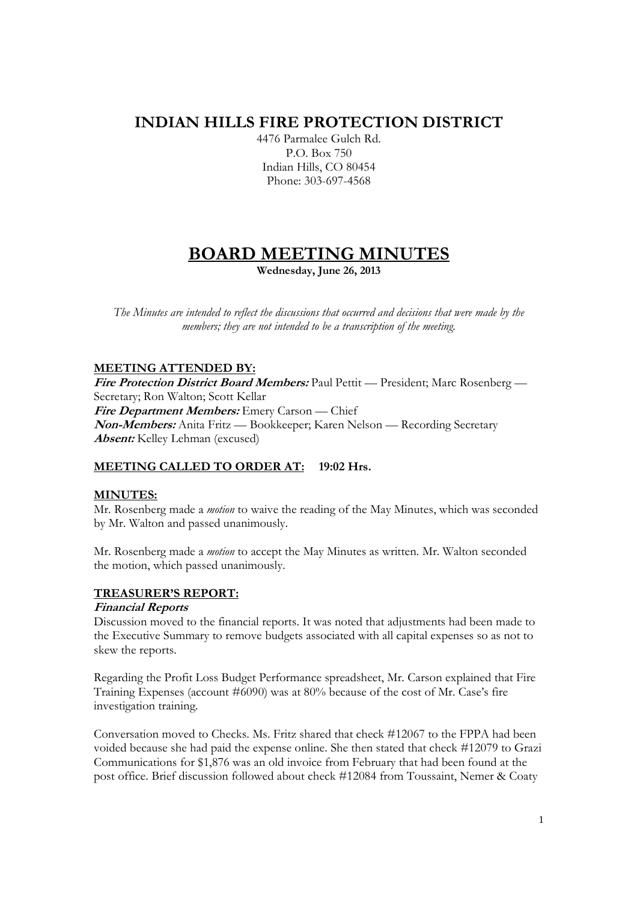# INDIAN HILLS FIRE PROTECTION DISTRICT

4476 Parmalee Gulch Rd.
P.O. Box 750
Indian Hills, CO 80454
Phone: 303-697-4568

# BOARD MEETING MINUTES

**Wednesday, June 26, 2013**

*The Minutes are intended to reflect the discussions that occurred and decisions that were made by the members; they are not intended to be a transcription of the meeting.*

## MEETING ATTENDED BY:

***Fire Protection District Board Members:*** Paul Pettit — President; Marc Rosenberg — Secretary; Ron Walton; Scott Kellar
***Fire Department Members:*** Emery Carson — Chief
***Non-Members:*** Anita Fritz — Bookkeeper; Karen Nelson — Recording Secretary
***Absent:*** Kelley Lehman (excused)

## MEETING CALLED TO ORDER AT: 19:02 Hrs.

## MINUTES:

Mr. Rosenberg made a *motion* to waive the reading of the May Minutes, which was seconded by Mr. Walton and passed unanimously.

Mr. Rosenberg made a *motion* to accept the May Minutes as written. Mr. Walton seconded the motion, which passed unanimously.

## TREASURER'S REPORT:

### *Financial Reports*

Discussion moved to the financial reports. It was noted that adjustments had been made to the Executive Summary to remove budgets associated with all capital expenses so as not to skew the reports.

Regarding the Profit Loss Budget Performance spreadsheet, Mr. Carson explained that Fire Training Expenses (account #6090) was at 80% because of the cost of Mr. Case's fire investigation training.

Conversation moved to Checks. Ms. Fritz shared that check #12067 to the FPPA had been voided because she had paid the expense online. She then stated that check #12079 to Grazi Communications for $1,876 was an old invoice from February that had been found at the post office. Brief discussion followed about check #12084 from Toussaint, Nemer & Coaty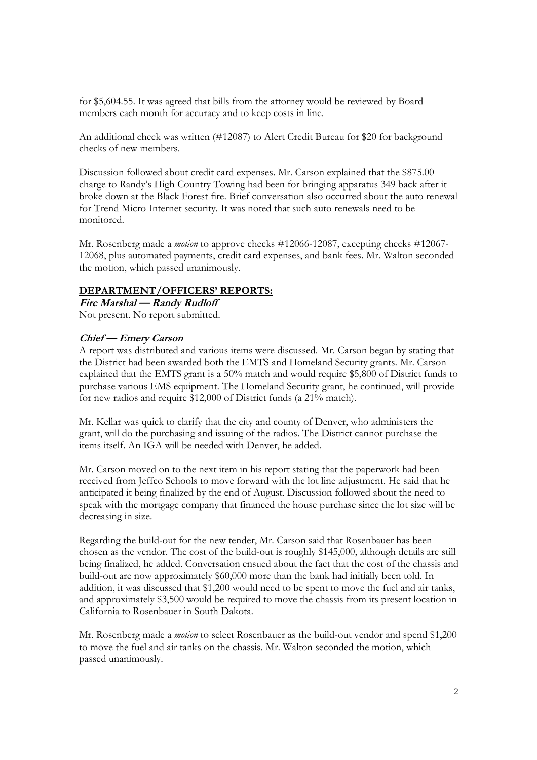for $5,604.55. It was agreed that bills from the attorney would be reviewed by Board members each month for accuracy and to keep costs in line.

An additional check was written (#12087) to Alert Credit Bureau for $20 for background checks of new members.

Discussion followed about credit card expenses. Mr. Carson explained that the $875.00 charge to Randy's High Country Towing had been for bringing apparatus 349 back after it broke down at the Black Forest fire. Brief conversation also occurred about the auto renewal for Trend Micro Internet security. It was noted that such auto renewals need to be monitored.

Mr. Rosenberg made a *motion* to approve checks #12066-12087, excepting checks #12067-12068, plus automated payments, credit card expenses, and bank fees. Mr. Walton seconded the motion, which passed unanimously.

## DEPARTMENT/OFFICERS' REPORTS:

**_Fire Marshal — Randy Rudloff_**

Not present. No report submitted.

**_Chief — Emery Carson_**

A report was distributed and various items were discussed. Mr. Carson began by stating that the District had been awarded both the EMTS and Homeland Security grants. Mr. Carson explained that the EMTS grant is a 50% match and would require $5,800 of District funds to purchase various EMS equipment. The Homeland Security grant, he continued, will provide for new radios and require $12,000 of District funds (a 21% match).

Mr. Kellar was quick to clarify that the city and county of Denver, who administers the grant, will do the purchasing and issuing of the radios. The District cannot purchase the items itself. An IGA will be needed with Denver, he added.

Mr. Carson moved on to the next item in his report stating that the paperwork had been received from Jeffco Schools to move forward with the lot line adjustment. He said that he anticipated it being finalized by the end of August. Discussion followed about the need to speak with the mortgage company that financed the house purchase since the lot size will be decreasing in size.

Regarding the build-out for the new tender, Mr. Carson said that Rosenbauer has been chosen as the vendor. The cost of the build-out is roughly $145,000, although details are still being finalized, he added. Conversation ensued about the fact that the cost of the chassis and build-out are now approximately $60,000 more than the bank had initially been told. In addition, it was discussed that $1,200 would need to be spent to move the fuel and air tanks, and approximately $3,500 would be required to move the chassis from its present location in California to Rosenbauer in South Dakota.

Mr. Rosenberg made a *motion* to select Rosenbauer as the build-out vendor and spend $1,200 to move the fuel and air tanks on the chassis. Mr. Walton seconded the motion, which passed unanimously.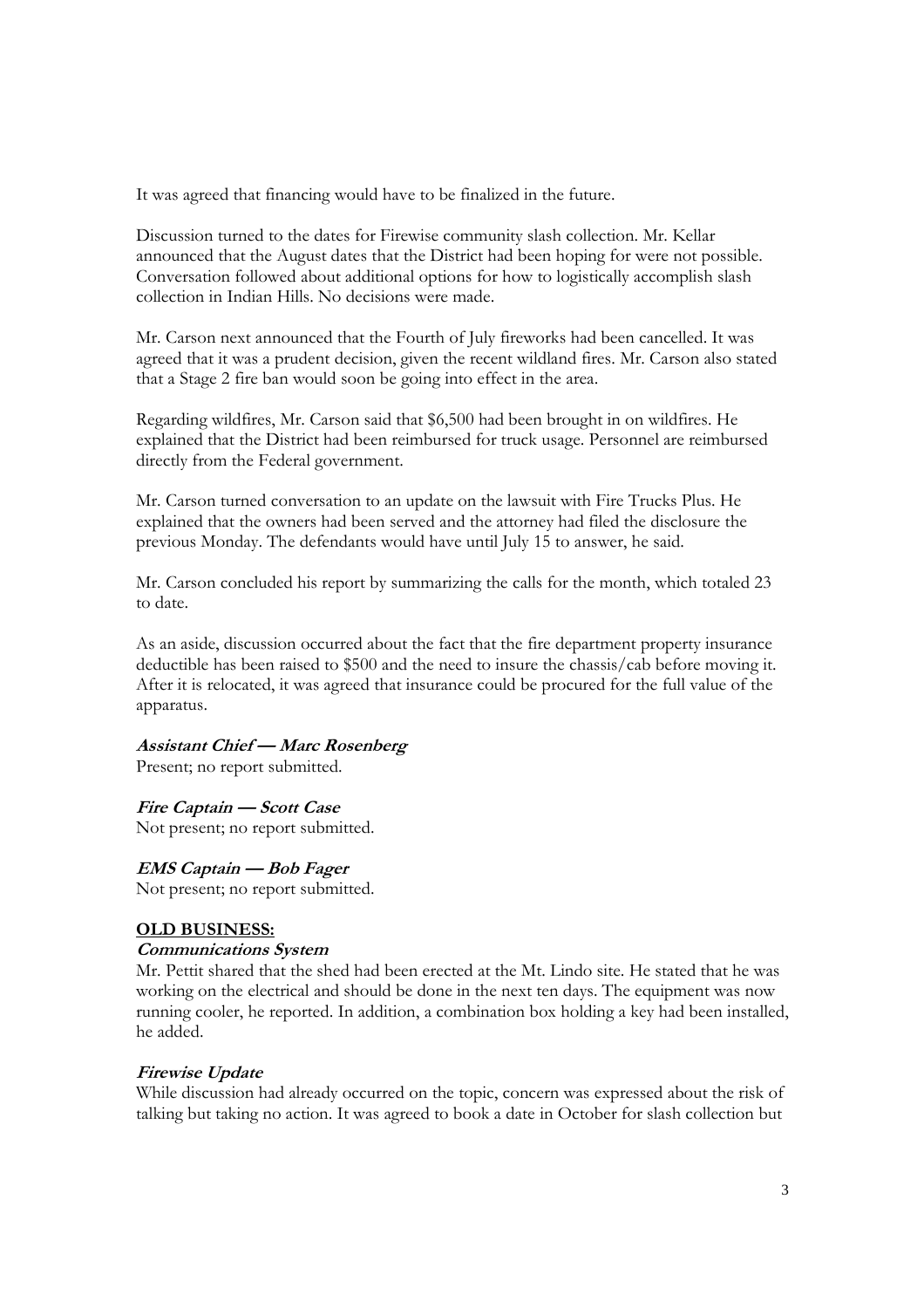It was agreed that financing would have to be finalized in the future.

Discussion turned to the dates for Firewise community slash collection. Mr. Kellar announced that the August dates that the District had been hoping for were not possible. Conversation followed about additional options for how to logistically accomplish slash collection in Indian Hills. No decisions were made.

Mr. Carson next announced that the Fourth of July fireworks had been cancelled. It was agreed that it was a prudent decision, given the recent wildland fires. Mr. Carson also stated that a Stage 2 fire ban would soon be going into effect in the area.

Regarding wildfires, Mr. Carson said that $6,500 had been brought in on wildfires. He explained that the District had been reimbursed for truck usage. Personnel are reimbursed directly from the Federal government.

Mr. Carson turned conversation to an update on the lawsuit with Fire Trucks Plus. He explained that the owners had been served and the attorney had filed the disclosure the previous Monday. The defendants would have until July 15 to answer, he said.

Mr. Carson concluded his report by summarizing the calls for the month, which totaled 23 to date.

As an aside, discussion occurred about the fact that the fire department property insurance deductible has been raised to $500 and the need to insure the chassis/cab before moving it. After it is relocated, it was agreed that insurance could be procured for the full value of the apparatus.

***Assistant Chief — Marc Rosenberg***
Present; no report submitted.

***Fire Captain — Scott Case***
Not present; no report submitted.

***EMS Captain — Bob Fager***
Not present; no report submitted.

## OLD BUSINESS:

***Communications System***
Mr. Pettit shared that the shed had been erected at the Mt. Lindo site. He stated that he was working on the electrical and should be done in the next ten days. The equipment was now running cooler, he reported. In addition, a combination box holding a key had been installed, he added.

***Firewise Update***
While discussion had already occurred on the topic, concern was expressed about the risk of talking but taking no action. It was agreed to book a date in October for slash collection but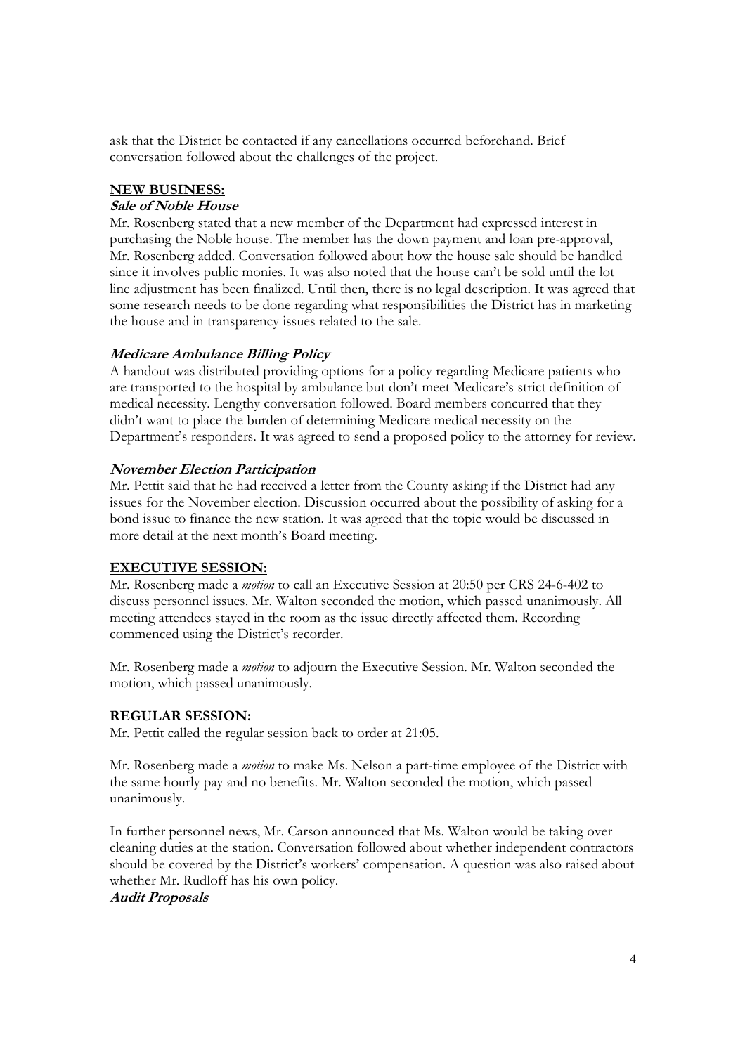ask that the District be contacted if any cancellations occurred beforehand. Brief conversation followed about the challenges of the project.

## NEW BUSINESS:

### *Sale of Noble House*

Mr. Rosenberg stated that a new member of the Department had expressed interest in purchasing the Noble house. The member has the down payment and loan pre-approval, Mr. Rosenberg added. Conversation followed about how the house sale should be handled since it involves public monies. It was also noted that the house can't be sold until the lot line adjustment has been finalized. Until then, there is no legal description. It was agreed that some research needs to be done regarding what responsibilities the District has in marketing the house and in transparency issues related to the sale.

### *Medicare Ambulance Billing Policy*

A handout was distributed providing options for a policy regarding Medicare patients who are transported to the hospital by ambulance but don't meet Medicare's strict definition of medical necessity. Lengthy conversation followed. Board members concurred that they didn't want to place the burden of determining Medicare medical necessity on the Department's responders. It was agreed to send a proposed policy to the attorney for review.

### *November Election Participation*

Mr. Pettit said that he had received a letter from the County asking if the District had any issues for the November election. Discussion occurred about the possibility of asking for a bond issue to finance the new station. It was agreed that the topic would be discussed in more detail at the next month's Board meeting.

## EXECUTIVE SESSION:

Mr. Rosenberg made a *motion* to call an Executive Session at 20:50 per CRS 24-6-402 to discuss personnel issues. Mr. Walton seconded the motion, which passed unanimously. All meeting attendees stayed in the room as the issue directly affected them. Recording commenced using the District's recorder.

Mr. Rosenberg made a *motion* to adjourn the Executive Session. Mr. Walton seconded the motion, which passed unanimously.

## REGULAR SESSION:

Mr. Pettit called the regular session back to order at 21:05.

Mr. Rosenberg made a *motion* to make Ms. Nelson a part-time employee of the District with the same hourly pay and no benefits. Mr. Walton seconded the motion, which passed unanimously.

In further personnel news, Mr. Carson announced that Ms. Walton would be taking over cleaning duties at the station. Conversation followed about whether independent contractors should be covered by the District's workers' compensation. A question was also raised about whether Mr. Rudloff has his own policy.

### *Audit Proposals*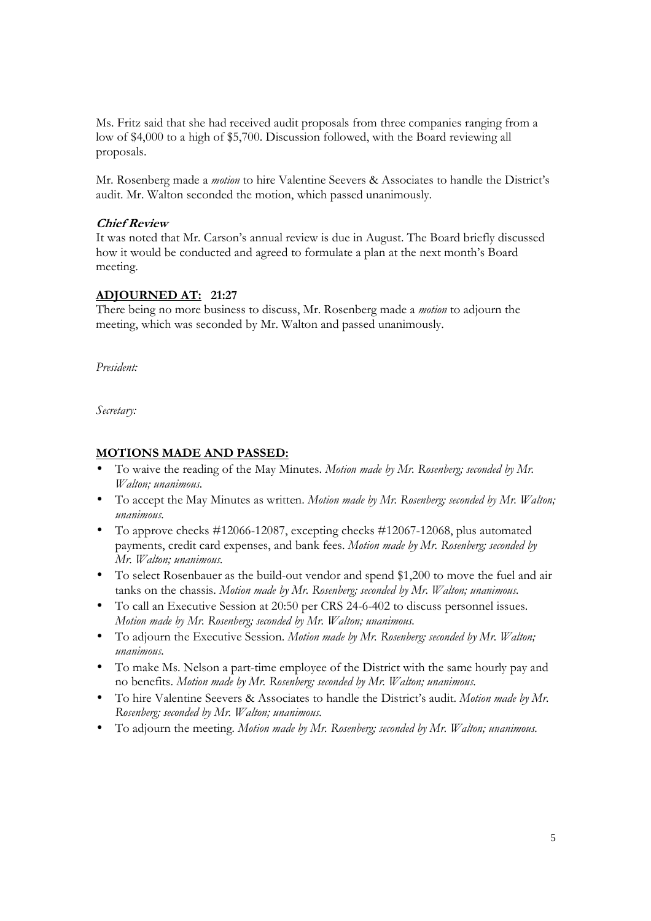Ms. Fritz said that she had received audit proposals from three companies ranging from a low of $4,000 to a high of $5,700. Discussion followed, with the Board reviewing all proposals.

Mr. Rosenberg made a *motion* to hire Valentine Seevers & Associates to handle the District's audit. Mr. Walton seconded the motion, which passed unanimously.

***Chief Review***

It was noted that Mr. Carson's annual review is due in August. The Board briefly discussed how it would be conducted and agreed to formulate a plan at the next month's Board meeting.

**ADJOURNED AT: 21:27**

There being no more business to discuss, Mr. Rosenberg made a *motion* to adjourn the meeting, which was seconded by Mr. Walton and passed unanimously.

*President:*

*Secretary:*

**MOTIONS MADE AND PASSED:**

- To waive the reading of the May Minutes. *Motion made by Mr. Rosenberg; seconded by Mr. Walton; unanimous.*
- To accept the May Minutes as written. *Motion made by Mr. Rosenberg; seconded by Mr. Walton; unanimous.*
- To approve checks #12066-12087, excepting checks #12067-12068, plus automated payments, credit card expenses, and bank fees. *Motion made by Mr. Rosenberg; seconded by Mr. Walton; unanimous.*
- To select Rosenbauer as the build-out vendor and spend $1,200 to move the fuel and air tanks on the chassis. *Motion made by Mr. Rosenberg; seconded by Mr. Walton; unanimous.*
- To call an Executive Session at 20:50 per CRS 24-6-402 to discuss personnel issues. *Motion made by Mr. Rosenberg; seconded by Mr. Walton; unanimous.*
- To adjourn the Executive Session. *Motion made by Mr. Rosenberg; seconded by Mr. Walton; unanimous.*
- To make Ms. Nelson a part-time employee of the District with the same hourly pay and no benefits. *Motion made by Mr. Rosenberg; seconded by Mr. Walton; unanimous.*
- To hire Valentine Seevers & Associates to handle the District's audit. *Motion made by Mr. Rosenberg; seconded by Mr. Walton; unanimous.*
- To adjourn the meeting. *Motion made by Mr. Rosenberg; seconded by Mr. Walton; unanimous.*